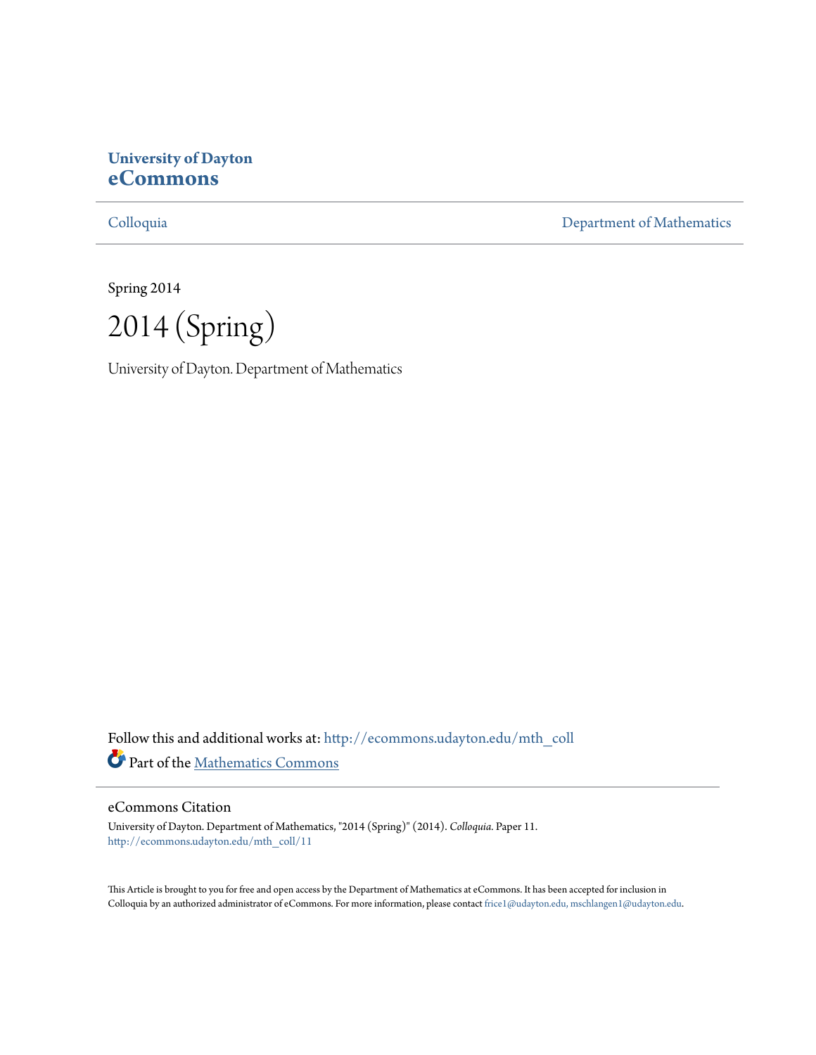**University of Dayton**
**eCommons**

Colloquia | Department of Mathematics

Spring 2014

# 2014 (Spring)

University of Dayton. Department of Mathematics

Follow this and additional works at: http://ecommons.udayton.edu/mth_coll

Part of the Mathematics Commons

## eCommons Citation

University of Dayton. Department of Mathematics, "2014 (Spring)" (2014). *Colloquia.* Paper 11.
http://ecommons.udayton.edu/mth_coll/11

This Article is brought to you for free and open access by the Department of Mathematics at eCommons. It has been accepted for inclusion in Colloquia by an authorized administrator of eCommons. For more information, please contact frice1@udayton.edu, mschlangen1@udayton.edu.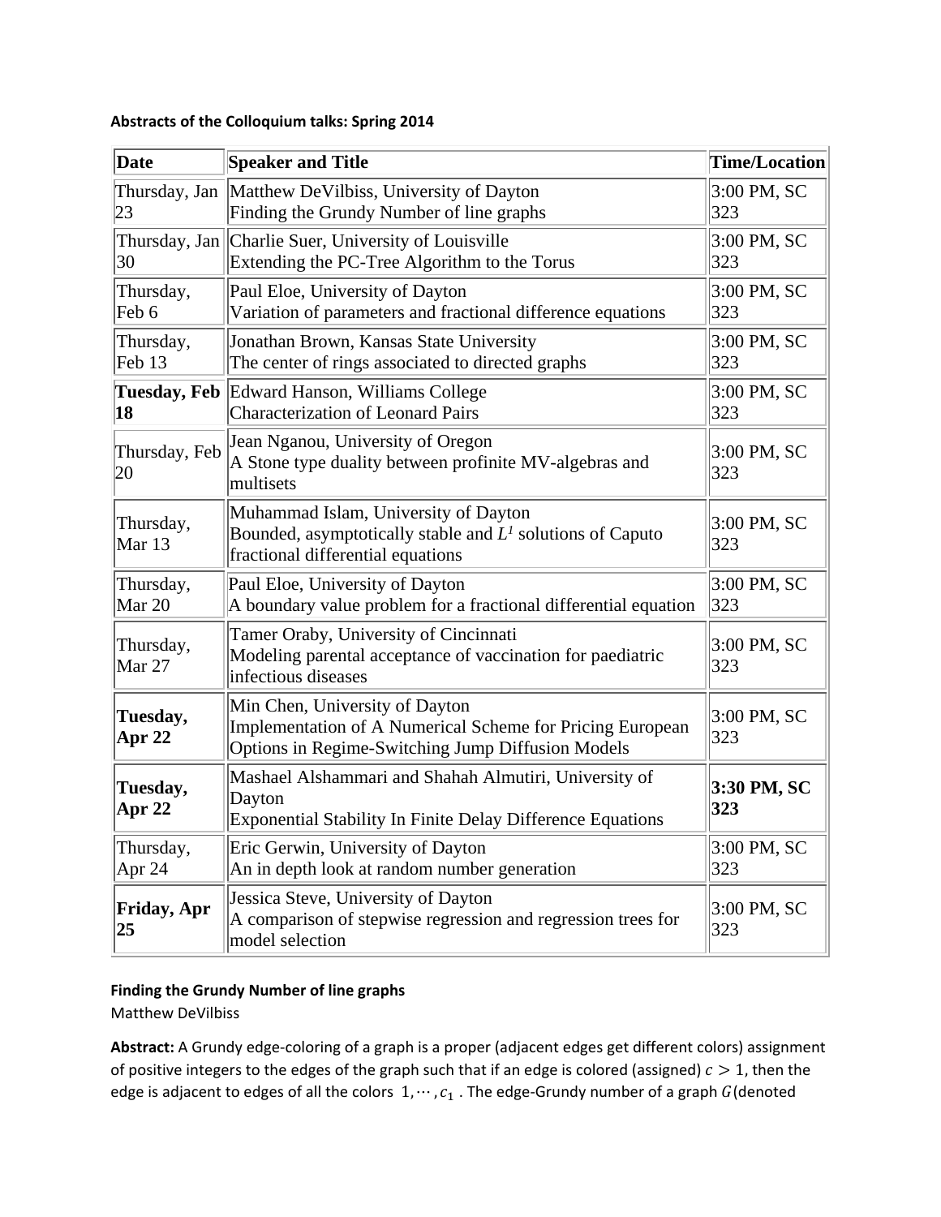**Abstracts of the Colloquium talks: Spring 2014**

| Date | Speaker and Title | Time/Location |
|---|---|---|
| Thursday, Jan 23 | Matthew DeVilbiss, University of Dayton<br>Finding the Grundy Number of line graphs | 3:00 PM, SC 323 |
| Thursday, Jan 30 | Charlie Suer, University of Louisville<br>Extending the PC-Tree Algorithm to the Torus | 3:00 PM, SC 323 |
| Thursday, Feb 6 | Paul Eloe, University of Dayton<br>Variation of parameters and fractional difference equations | 3:00 PM, SC 323 |
| Thursday, Feb 13 | Jonathan Brown, Kansas State University<br>The center of rings associated to directed graphs | 3:00 PM, SC 323 |
| **Tuesday, Feb 18** | Edward Hanson, Williams College<br>Characterization of Leonard Pairs | 3:00 PM, SC 323 |
| Thursday, Feb 20 | Jean Nganou, University of Oregon<br>A Stone type duality between profinite MV-algebras and multisets | 3:00 PM, SC 323 |
| Thursday, Mar 13 | Muhammad Islam, University of Dayton<br>Bounded, asymptotically stable and $L^1$ solutions of Caputo fractional differential equations | 3:00 PM, SC 323 |
| Thursday, Mar 20 | Paul Eloe, University of Dayton<br>A boundary value problem for a fractional differential equation | 3:00 PM, SC 323 |
| Thursday, Mar 27 | Tamer Oraby, University of Cincinnati<br>Modeling parental acceptance of vaccination for paediatric infectious diseases | 3:00 PM, SC 323 |
| **Tuesday, Apr 22** | Min Chen, University of Dayton<br>Implementation of A Numerical Scheme for Pricing European Options in Regime-Switching Jump Diffusion Models | 3:00 PM, SC 323 |
| **Tuesday, Apr 22** | Mashael Alshammari and Shahah Almutiri, University of Dayton<br>Exponential Stability In Finite Delay Difference Equations | **3:30 PM, SC 323** |
| Thursday, Apr 24 | Eric Gerwin, University of Dayton<br>An in depth look at random number generation | 3:00 PM, SC 323 |
| **Friday, Apr 25** | Jessica Steve, University of Dayton<br>A comparison of stepwise regression and regression trees for model selection | 3:00 PM, SC 323 |

**Finding the Grundy Number of line graphs**
Matthew DeVilbiss

**Abstract:** A Grundy edge-coloring of a graph is a proper (adjacent edges get different colors) assignment of positive integers to the edges of the graph such that if an edge is colored (assigned) $c > 1$, then the edge is adjacent to edges of all the colors $1, \cdots, c_1$ . The edge-Grundy number of a graph $G$ (denoted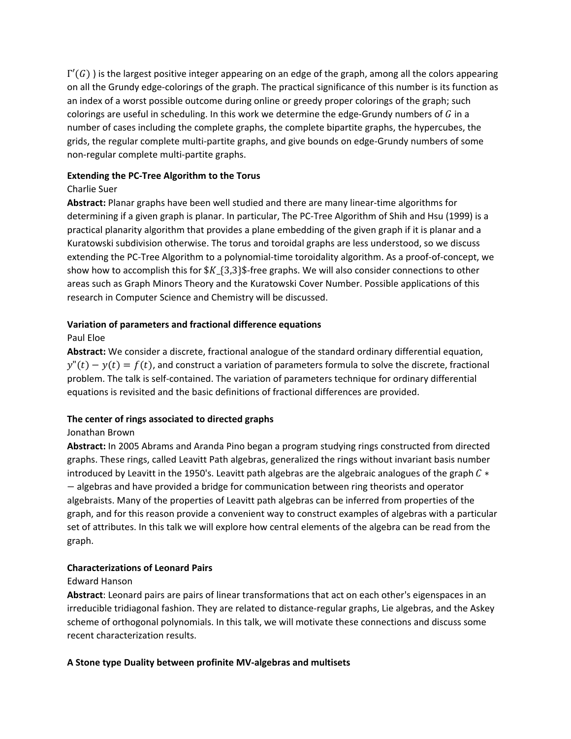$\Gamma'(G)$ ) is the largest positive integer appearing on an edge of the graph, among all the colors appearing on all the Grundy edge-colorings of the graph. The practical significance of this number is its function as an index of a worst possible outcome during online or greedy proper colorings of the graph; such colorings are useful in scheduling. In this work we determine the edge-Grundy numbers of $G$ in a number of cases including the complete graphs, the complete bipartite graphs, the hypercubes, the grids, the regular complete multi-partite graphs, and give bounds on edge-Grundy numbers of some non-regular complete multi-partite graphs.

**Extending the PC-Tree Algorithm to the Torus**

Charlie Suer

**Abstract:** Planar graphs have been well studied and there are many linear-time algorithms for determining if a given graph is planar. In particular, The PC-Tree Algorithm of Shih and Hsu (1999) is a practical planarity algorithm that provides a plane embedding of the given graph if it is planar and a Kuratowski subdivision otherwise. The torus and toroidal graphs are less understood, so we discuss extending the PC-Tree Algorithm to a polynomial-time toroidality algorithm. As a proof-of-concept, we show how to accomplish this for $K_{3,3}$-free graphs. We will also consider connections to other areas such as Graph Minors Theory and the Kuratowski Cover Number. Possible applications of this research in Computer Science and Chemistry will be discussed.

**Variation of parameters and fractional difference equations**

Paul Eloe

**Abstract:** We consider a discrete, fractional analogue of the standard ordinary differential equation, $y''(t) - y(t) = f(t)$, and construct a variation of parameters formula to solve the discrete, fractional problem. The talk is self-contained. The variation of parameters technique for ordinary differential equations is revisited and the basic definitions of fractional differences are provided.

**The center of rings associated to directed graphs**

Jonathan Brown

**Abstract:** In 2005 Abrams and Aranda Pino began a program studying rings constructed from directed graphs. These rings, called Leavitt Path algebras, generalized the rings without invariant basis number introduced by Leavitt in the 1950's. Leavitt path algebras are the algebraic analogues of the graph $C*-$algebras and have provided a bridge for communication between ring theorists and operator algebraists. Many of the properties of Leavitt path algebras can be inferred from properties of the graph, and for this reason provide a convenient way to construct examples of algebras with a particular set of attributes. In this talk we will explore how central elements of the algebra can be read from the graph.

**Characterizations of Leonard Pairs**

Edward Hanson

**Abstract**: Leonard pairs are pairs of linear transformations that act on each other's eigenspaces in an irreducible tridiagonal fashion. They are related to distance-regular graphs, Lie algebras, and the Askey scheme of orthogonal polynomials. In this talk, we will motivate these connections and discuss some recent characterization results.

**A Stone type Duality between profinite MV-algebras and multisets**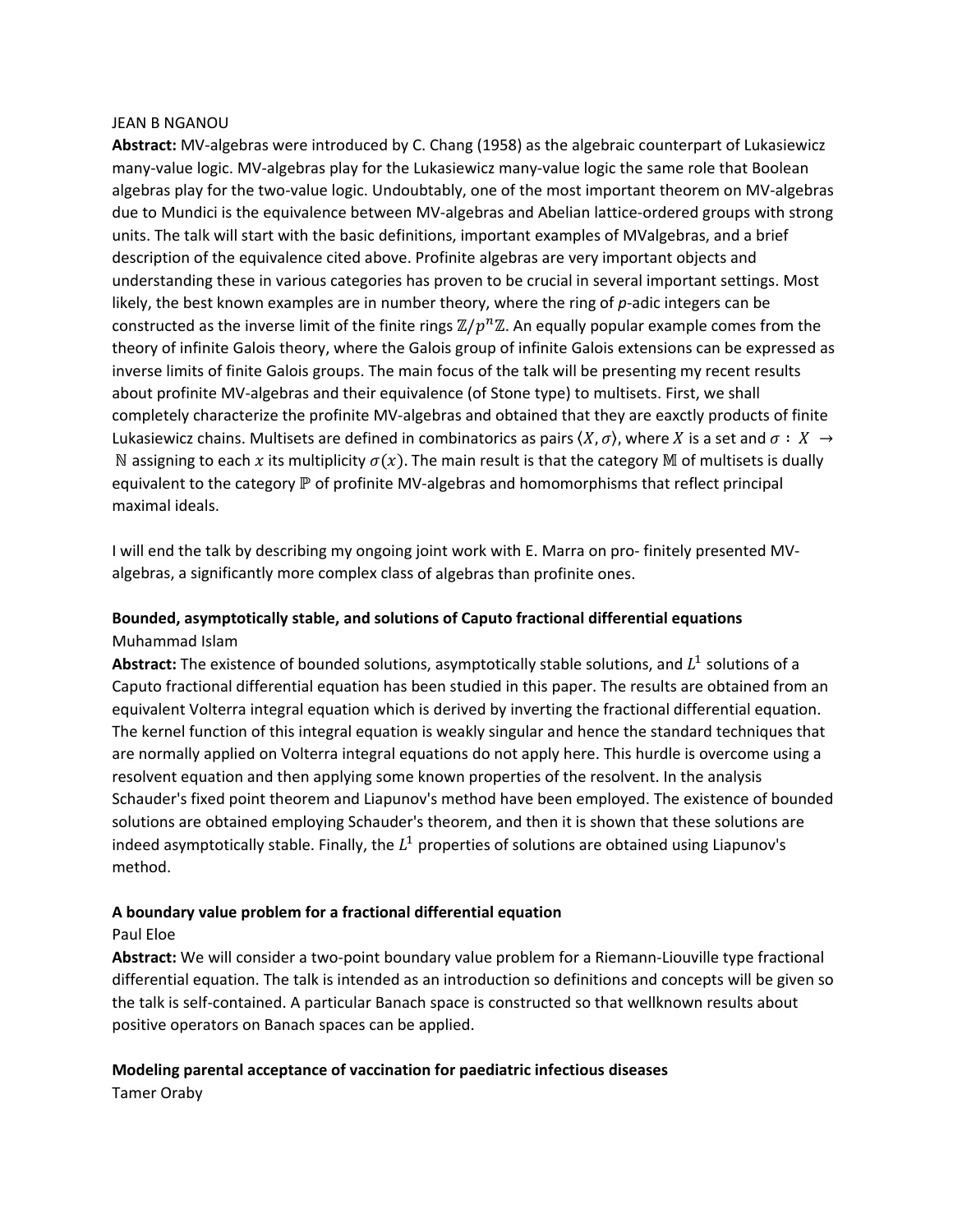JEAN B NGANOU

**Abstract:** MV-algebras were introduced by C. Chang (1958) as the algebraic counterpart of Lukasiewicz many-value logic. MV-algebras play for the Lukasiewicz many-value logic the same role that Boolean algebras play for the two-value logic. Undoubtably, one of the most important theorem on MV-algebras due to Mundici is the equivalence between MV-algebras and Abelian lattice-ordered groups with strong units. The talk will start with the basic definitions, important examples of MValgebras, and a brief description of the equivalence cited above. Profinite algebras are very important objects and understanding these in various categories has proven to be crucial in several important settings. Most likely, the best known examples are in number theory, where the ring of *p*-adic integers can be constructed as the inverse limit of the finite rings $\mathbb{Z}/p^n\mathbb{Z}$. An equally popular example comes from the theory of infinite Galois theory, where the Galois group of infinite Galois extensions can be expressed as inverse limits of finite Galois groups. The main focus of the talk will be presenting my recent results about profinite MV-algebras and their equivalence (of Stone type) to multisets. First, we shall completely characterize the profinite MV-algebras and obtained that they are eaxctly products of finite Lukasiewicz chains. Multisets are defined in combinatorics as pairs $\langle X, \sigma \rangle$, where $X$ is a set and $\sigma : X \to \mathbb{N}$ assigning to each $x$ its multiplicity $\sigma(x)$. The main result is that the category $\mathbb{M}$ of multisets is dually equivalent to the category $\mathbb{P}$ of profinite MV-algebras and homomorphisms that reflect principal maximal ideals.

I will end the talk by describing my ongoing joint work with E. Marra on pro- finitely presented MV-algebras, a significantly more complex class of algebras than profinite ones.

**Bounded, asymptotically stable, and solutions of Caputo fractional differential equations**

Muhammad Islam

**Abstract:** The existence of bounded solutions, asymptotically stable solutions, and $L^1$ solutions of a Caputo fractional differential equation has been studied in this paper. The results are obtained from an equivalent Volterra integral equation which is derived by inverting the fractional differential equation. The kernel function of this integral equation is weakly singular and hence the standard techniques that are normally applied on Volterra integral equations do not apply here. This hurdle is overcome using a resolvent equation and then applying some known properties of the resolvent. In the analysis Schauder's fixed point theorem and Liapunov's method have been employed. The existence of bounded solutions are obtained employing Schauder's theorem, and then it is shown that these solutions are indeed asymptotically stable. Finally, the $L^1$ properties of solutions are obtained using Liapunov's method.

**A boundary value problem for a fractional differential equation**

Paul Eloe

**Abstract:** We will consider a two-point boundary value problem for a Riemann-Liouville type fractional differential equation. The talk is intended as an introduction so definitions and concepts will be given so the talk is self-contained. A particular Banach space is constructed so that wellknown results about positive operators on Banach spaces can be applied.

**Modeling parental acceptance of vaccination for paediatric infectious diseases**

Tamer Oraby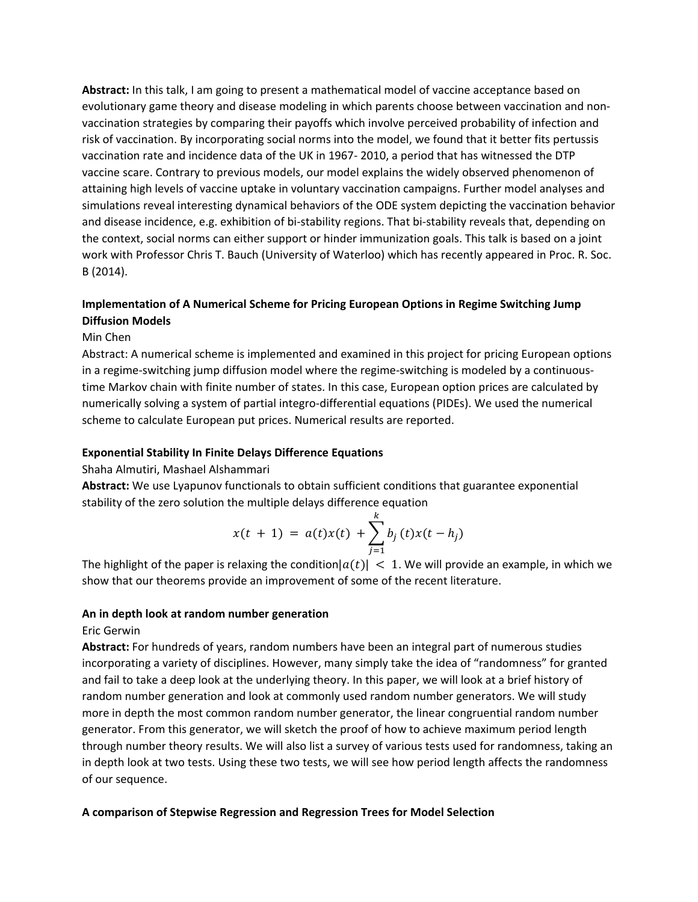**Abstract:** In this talk, I am going to present a mathematical model of vaccine acceptance based on evolutionary game theory and disease modeling in which parents choose between vaccination and non-vaccination strategies by comparing their payoffs which involve perceived probability of infection and risk of vaccination. By incorporating social norms into the model, we found that it better fits pertussis vaccination rate and incidence data of the UK in 1967- 2010, a period that has witnessed the DTP vaccine scare. Contrary to previous models, our model explains the widely observed phenomenon of attaining high levels of vaccine uptake in voluntary vaccination campaigns. Further model analyses and simulations reveal interesting dynamical behaviors of the ODE system depicting the vaccination behavior and disease incidence, e.g. exhibition of bi-stability regions. That bi-stability reveals that, depending on the context, social norms can either support or hinder immunization goals. This talk is based on a joint work with Professor Chris T. Bauch (University of Waterloo) which has recently appeared in Proc. R. Soc. B (2014).

**Implementation of A Numerical Scheme for Pricing European Options in Regime Switching Jump Diffusion Models**

Min Chen

Abstract: A numerical scheme is implemented and examined in this project for pricing European options in a regime-switching jump diffusion model where the regime-switching is modeled by a continuous-time Markov chain with finite number of states. In this case, European option prices are calculated by numerically solving a system of partial integro-differential equations (PIDEs). We used the numerical scheme to calculate European put prices. Numerical results are reported.

**Exponential Stability In Finite Delays Difference Equations**

Shaha Almutiri, Mashael Alshammari

**Abstract:** We use Lyapunov functionals to obtain sufficient conditions that guarantee exponential stability of the zero solution the multiple delays difference equation

$$x(t\ +\ 1)\ =\ a(t)x(t)\ +\sum_{j=1}^{k} b_j\,(t)x(t-h_j)$$

The highlight of the paper is relaxing the condition$|a(t)|\ <\ 1$. We will provide an example, in which we show that our theorems provide an improvement of some of the recent literature.

**An in depth look at random number generation**

Eric Gerwin

**Abstract:** For hundreds of years, random numbers have been an integral part of numerous studies incorporating a variety of disciplines. However, many simply take the idea of "randomness" for granted and fail to take a deep look at the underlying theory. In this paper, we will look at a brief history of random number generation and look at commonly used random number generators. We will study more in depth the most common random number generator, the linear congruential random number generator. From this generator, we will sketch the proof of how to achieve maximum period length through number theory results. We will also list a survey of various tests used for randomness, taking an in depth look at two tests. Using these two tests, we will see how period length affects the randomness of our sequence.

**A comparison of Stepwise Regression and Regression Trees for Model Selection**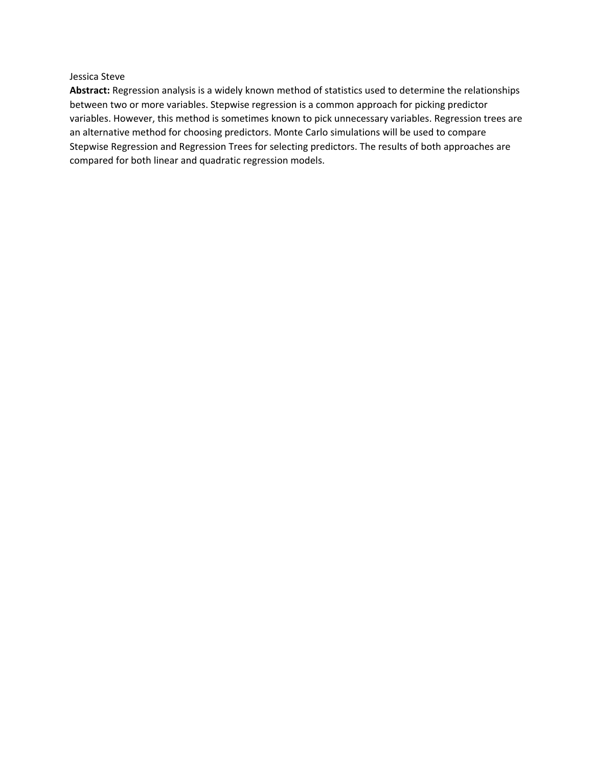Jessica Steve

**Abstract:** Regression analysis is a widely known method of statistics used to determine the relationships between two or more variables. Stepwise regression is a common approach for picking predictor variables. However, this method is sometimes known to pick unnecessary variables. Regression trees are an alternative method for choosing predictors. Monte Carlo simulations will be used to compare Stepwise Regression and Regression Trees for selecting predictors. The results of both approaches are compared for both linear and quadratic regression models.